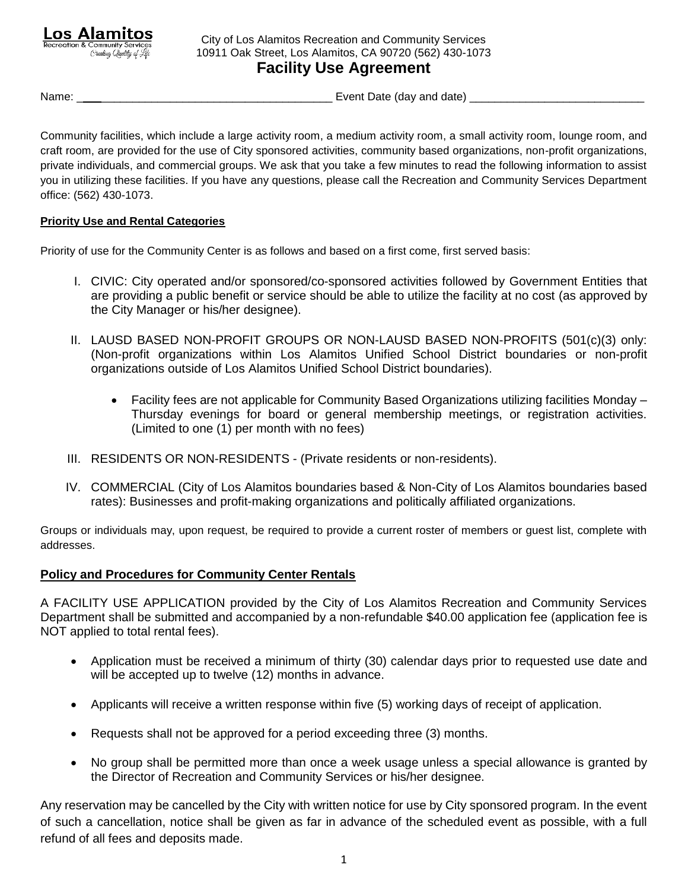**Los Alamitos**
Recreation & Community Services
*Creating Quality of Life*

City of Los Alamitos Recreation and Community Services
10911 Oak Street, Los Alamitos, CA 90720 (562) 430-1073

# Facility Use Agreement

Name: ________________________________________ Event Date (day and date) ____________________________

Community facilities, which include a large activity room, a medium activity room, a small activity room, lounge room, and craft room, are provided for the use of City sponsored activities, community based organizations, non-profit organizations, private individuals, and commercial groups. We ask that you take a few minutes to read the following information to assist you in utilizing these facilities. If you have any questions, please call the Recreation and Community Services Department office: (562) 430-1073.

**Priority Use and Rental Categories**

Priority of use for the Community Center is as follows and based on a first come, first served basis:

I. CIVIC: City operated and/or sponsored/co-sponsored activities followed by Government Entities that are providing a public benefit or service should be able to utilize the facility at no cost (as approved by the City Manager or his/her designee).

II. LAUSD BASED NON-PROFIT GROUPS OR NON-LAUSD BASED NON-PROFITS (501(c)(3) only: (Non-profit organizations within Los Alamitos Unified School District boundaries or non-profit organizations outside of Los Alamitos Unified School District boundaries).

- Facility fees are not applicable for Community Based Organizations utilizing facilities Monday – Thursday evenings for board or general membership meetings, or registration activities. (Limited to one (1) per month with no fees)

III. RESIDENTS OR NON-RESIDENTS - (Private residents or non-residents).

IV. COMMERCIAL (City of Los Alamitos boundaries based & Non-City of Los Alamitos boundaries based rates): Businesses and profit-making organizations and politically affiliated organizations.

Groups or individuals may, upon request, be required to provide a current roster of members or guest list, complete with addresses.

**Policy and Procedures for Community Center Rentals**

A FACILITY USE APPLICATION provided by the City of Los Alamitos Recreation and Community Services Department shall be submitted and accompanied by a non-refundable $40.00 application fee (application fee is NOT applied to total rental fees).

- Application must be received a minimum of thirty (30) calendar days prior to requested use date and will be accepted up to twelve (12) months in advance.
- Applicants will receive a written response within five (5) working days of receipt of application.
- Requests shall not be approved for a period exceeding three (3) months.
- No group shall be permitted more than once a week usage unless a special allowance is granted by the Director of Recreation and Community Services or his/her designee.

Any reservation may be cancelled by the City with written notice for use by City sponsored program. In the event of such a cancellation, notice shall be given as far in advance of the scheduled event as possible, with a full refund of all fees and deposits made.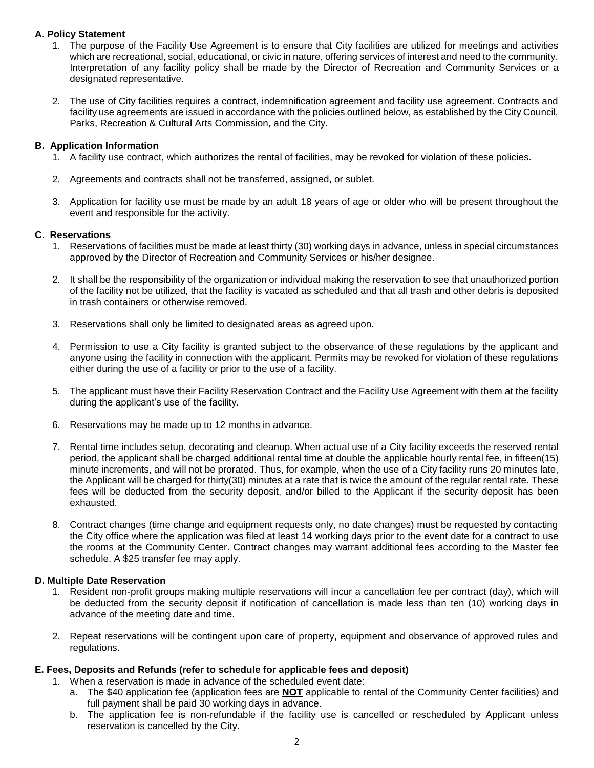**A. Policy Statement**

1. The purpose of the Facility Use Agreement is to ensure that City facilities are utilized for meetings and activities which are recreational, social, educational, or civic in nature, offering services of interest and need to the community. Interpretation of any facility policy shall be made by the Director of Recreation and Community Services or a designated representative.

2. The use of City facilities requires a contract, indemnification agreement and facility use agreement. Contracts and facility use agreements are issued in accordance with the policies outlined below, as established by the City Council, Parks, Recreation & Cultural Arts Commission, and the City.

**B. Application Information**

1. A facility use contract, which authorizes the rental of facilities, may be revoked for violation of these policies.

2. Agreements and contracts shall not be transferred, assigned, or sublet.

3. Application for facility use must be made by an adult 18 years of age or older who will be present throughout the event and responsible for the activity.

**C. Reservations**

1. Reservations of facilities must be made at least thirty (30) working days in advance, unless in special circumstances approved by the Director of Recreation and Community Services or his/her designee.

2. It shall be the responsibility of the organization or individual making the reservation to see that unauthorized portion of the facility not be utilized, that the facility is vacated as scheduled and that all trash and other debris is deposited in trash containers or otherwise removed.

3. Reservations shall only be limited to designated areas as agreed upon.

4. Permission to use a City facility is granted subject to the observance of these regulations by the applicant and anyone using the facility in connection with the applicant. Permits may be revoked for violation of these regulations either during the use of a facility or prior to the use of a facility.

5. The applicant must have their Facility Reservation Contract and the Facility Use Agreement with them at the facility during the applicant's use of the facility.

6. Reservations may be made up to 12 months in advance.

7. Rental time includes setup, decorating and cleanup. When actual use of a City facility exceeds the reserved rental period, the applicant shall be charged additional rental time at double the applicable hourly rental fee, in fifteen(15) minute increments, and will not be prorated. Thus, for example, when the use of a City facility runs 20 minutes late, the Applicant will be charged for thirty(30) minutes at a rate that is twice the amount of the regular rental rate. These fees will be deducted from the security deposit, and/or billed to the Applicant if the security deposit has been exhausted.

8. Contract changes (time change and equipment requests only, no date changes) must be requested by contacting the City office where the application was filed at least 14 working days prior to the event date for a contract to use the rooms at the Community Center. Contract changes may warrant additional fees according to the Master fee schedule. A $25 transfer fee may apply.

**D. Multiple Date Reservation**

1. Resident non-profit groups making multiple reservations will incur a cancellation fee per contract (day), which will be deducted from the security deposit if notification of cancellation is made less than ten (10) working days in advance of the meeting date and time.

2. Repeat reservations will be contingent upon care of property, equipment and observance of approved rules and regulations.

**E. Fees, Deposits and Refunds (refer to schedule for applicable fees and deposit)**

1. When a reservation is made in advance of the scheduled event date:
   a. The $40 application fee (application fees are **NOT** applicable to rental of the Community Center facilities) and full payment shall be paid 30 working days in advance.
   b. The application fee is non-refundable if the facility use is cancelled or rescheduled by Applicant unless reservation is cancelled by the City.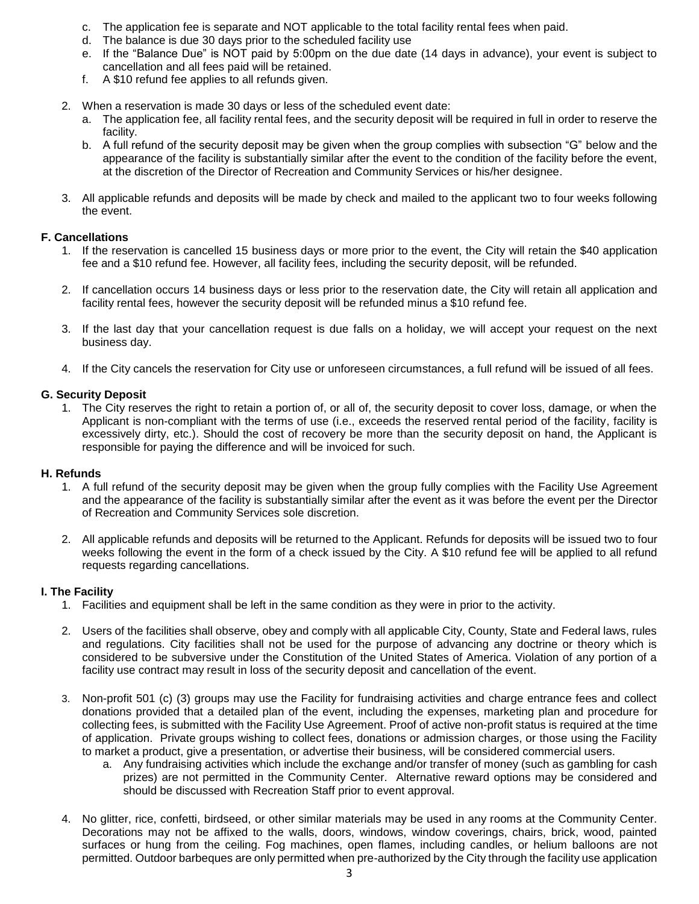c. The application fee is separate and NOT applicable to the total facility rental fees when paid.
   d. The balance is due 30 days prior to the scheduled facility use
   e. If the "Balance Due" is NOT paid by 5:00pm on the due date (14 days in advance), your event is subject to cancellation and all fees paid will be retained.
   f. A $10 refund fee applies to all refunds given.

2. When a reservation is made 30 days or less of the scheduled event date:
   a. The application fee, all facility rental fees, and the security deposit will be required in full in order to reserve the facility.
   b. A full refund of the security deposit may be given when the group complies with subsection "G" below and the appearance of the facility is substantially similar after the event to the condition of the facility before the event, at the discretion of the Director of Recreation and Community Services or his/her designee.

3. All applicable refunds and deposits will be made by check and mailed to the applicant two to four weeks following the event.

**F. Cancellations**

1. If the reservation is cancelled 15 business days or more prior to the event, the City will retain the $40 application fee and a $10 refund fee. However, all facility fees, including the security deposit, will be refunded.

2. If cancellation occurs 14 business days or less prior to the reservation date, the City will retain all application and facility rental fees, however the security deposit will be refunded minus a $10 refund fee.

3. If the last day that your cancellation request is due falls on a holiday, we will accept your request on the next business day.

4. If the City cancels the reservation for City use or unforeseen circumstances, a full refund will be issued of all fees.

**G. Security Deposit**

1. The City reserves the right to retain a portion of, or all of, the security deposit to cover loss, damage, or when the Applicant is non-compliant with the terms of use (i.e., exceeds the reserved rental period of the facility, facility is excessively dirty, etc.). Should the cost of recovery be more than the security deposit on hand, the Applicant is responsible for paying the difference and will be invoiced for such.

**H. Refunds**

1. A full refund of the security deposit may be given when the group fully complies with the Facility Use Agreement and the appearance of the facility is substantially similar after the event as it was before the event per the Director of Recreation and Community Services sole discretion.

2. All applicable refunds and deposits will be returned to the Applicant. Refunds for deposits will be issued two to four weeks following the event in the form of a check issued by the City. A $10 refund fee will be applied to all refund requests regarding cancellations.

**I. The Facility**

1. Facilities and equipment shall be left in the same condition as they were in prior to the activity.

2. Users of the facilities shall observe, obey and comply with all applicable City, County, State and Federal laws, rules and regulations. City facilities shall not be used for the purpose of advancing any doctrine or theory which is considered to be subversive under the Constitution of the United States of America. Violation of any portion of a facility use contract may result in loss of the security deposit and cancellation of the event.

3. Non-profit 501 (c) (3) groups may use the Facility for fundraising activities and charge entrance fees and collect donations provided that a detailed plan of the event, including the expenses, marketing plan and procedure for collecting fees, is submitted with the Facility Use Agreement. Proof of active non-profit status is required at the time of application. Private groups wishing to collect fees, donations or admission charges, or those using the Facility to market a product, give a presentation, or advertise their business, will be considered commercial users.
   a. Any fundraising activities which include the exchange and/or transfer of money (such as gambling for cash prizes) are not permitted in the Community Center. Alternative reward options may be considered and should be discussed with Recreation Staff prior to event approval.

4. No glitter, rice, confetti, birdseed, or other similar materials may be used in any rooms at the Community Center. Decorations may not be affixed to the walls, doors, windows, window coverings, chairs, brick, wood, painted surfaces or hung from the ceiling. Fog machines, open flames, including candles, or helium balloons are not permitted. Outdoor barbeques are only permitted when pre-authorized by the City through the facility use application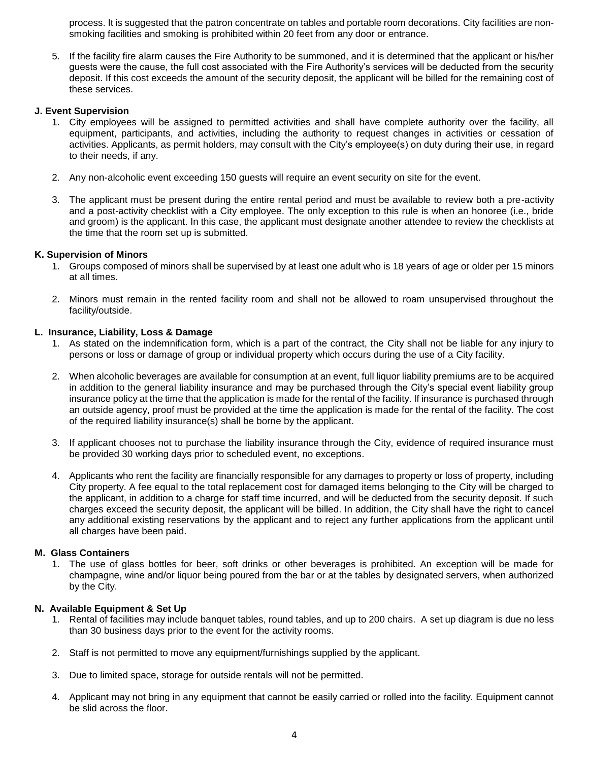process. It is suggested that the patron concentrate on tables and portable room decorations. City facilities are non-smoking facilities and smoking is prohibited within 20 feet from any door or entrance.

5. If the facility fire alarm causes the Fire Authority to be summoned, and it is determined that the applicant or his/her guests were the cause, the full cost associated with the Fire Authority's services will be deducted from the security deposit. If this cost exceeds the amount of the security deposit, the applicant will be billed for the remaining cost of these services.

**J. Event Supervision**

1. City employees will be assigned to permitted activities and shall have complete authority over the facility, all equipment, participants, and activities, including the authority to request changes in activities or cessation of activities. Applicants, as permit holders, may consult with the City's employee(s) on duty during their use, in regard to their needs, if any.

2. Any non-alcoholic event exceeding 150 guests will require an event security on site for the event.

3. The applicant must be present during the entire rental period and must be available to review both a pre-activity and a post-activity checklist with a City employee. The only exception to this rule is when an honoree (i.e., bride and groom) is the applicant. In this case, the applicant must designate another attendee to review the checklists at the time that the room set up is submitted.

**K. Supervision of Minors**

1. Groups composed of minors shall be supervised by at least one adult who is 18 years of age or older per 15 minors at all times.

2. Minors must remain in the rented facility room and shall not be allowed to roam unsupervised throughout the facility/outside.

**L. Insurance, Liability, Loss & Damage**

1. As stated on the indemnification form, which is a part of the contract, the City shall not be liable for any injury to persons or loss or damage of group or individual property which occurs during the use of a City facility.

2. When alcoholic beverages are available for consumption at an event, full liquor liability premiums are to be acquired in addition to the general liability insurance and may be purchased through the City's special event liability group insurance policy at the time that the application is made for the rental of the facility. If insurance is purchased through an outside agency, proof must be provided at the time the application is made for the rental of the facility. The cost of the required liability insurance(s) shall be borne by the applicant.

3. If applicant chooses not to purchase the liability insurance through the City, evidence of required insurance must be provided 30 working days prior to scheduled event, no exceptions.

4. Applicants who rent the facility are financially responsible for any damages to property or loss of property, including City property. A fee equal to the total replacement cost for damaged items belonging to the City will be charged to the applicant, in addition to a charge for staff time incurred, and will be deducted from the security deposit. If such charges exceed the security deposit, the applicant will be billed. In addition, the City shall have the right to cancel any additional existing reservations by the applicant and to reject any further applications from the applicant until all charges have been paid.

**M. Glass Containers**

1. The use of glass bottles for beer, soft drinks or other beverages is prohibited. An exception will be made for champagne, wine and/or liquor being poured from the bar or at the tables by designated servers, when authorized by the City.

**N. Available Equipment & Set Up**

1. Rental of facilities may include banquet tables, round tables, and up to 200 chairs. A set up diagram is due no less than 30 business days prior to the event for the activity rooms.

2. Staff is not permitted to move any equipment/furnishings supplied by the applicant.

3. Due to limited space, storage for outside rentals will not be permitted.

4. Applicant may not bring in any equipment that cannot be easily carried or rolled into the facility. Equipment cannot be slid across the floor.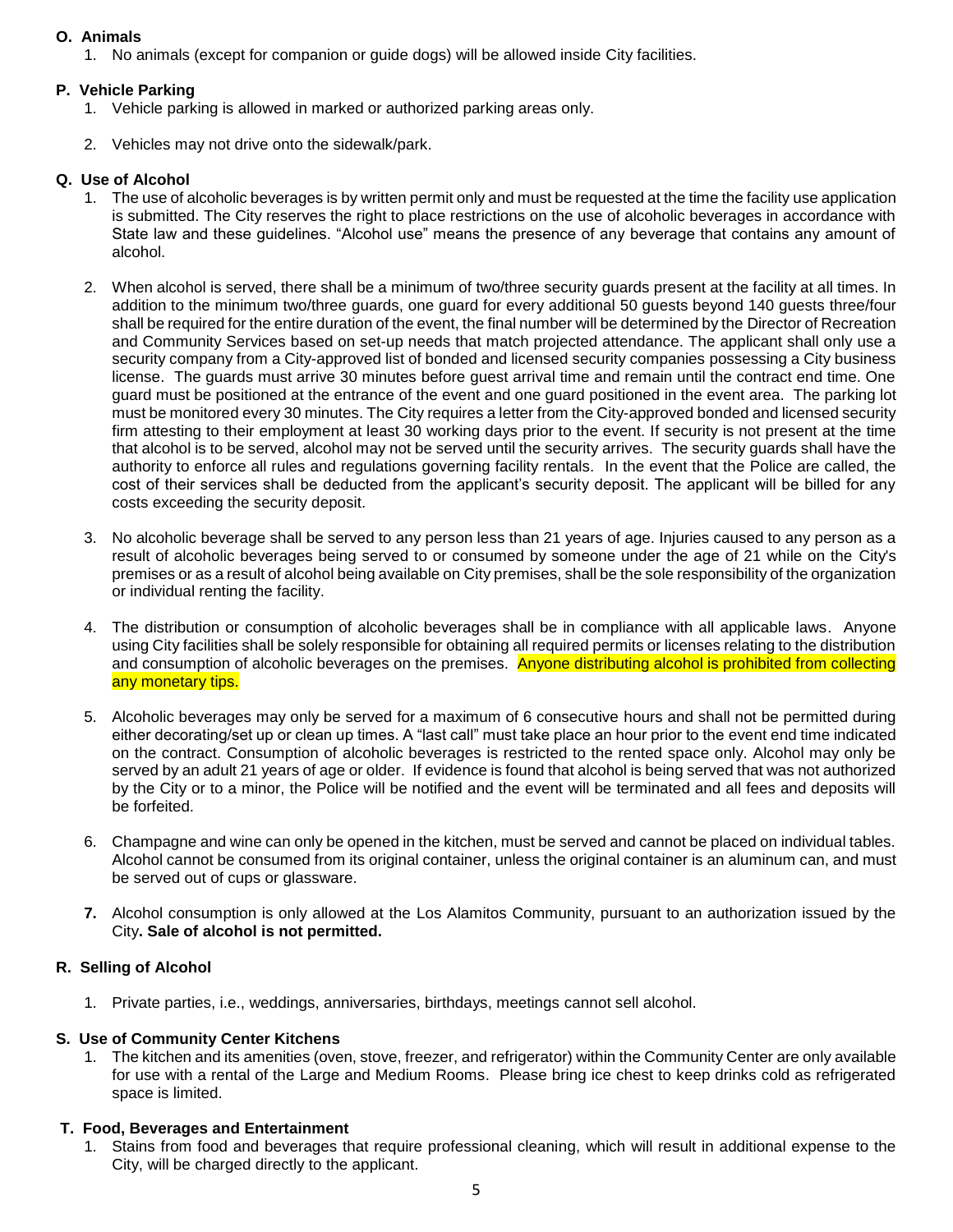**O. Animals**

1. No animals (except for companion or guide dogs) will be allowed inside City facilities.

**P. Vehicle Parking**

1. Vehicle parking is allowed in marked or authorized parking areas only.
2. Vehicles may not drive onto the sidewalk/park.

**Q. Use of Alcohol**

1. The use of alcoholic beverages is by written permit only and must be requested at the time the facility use application is submitted. The City reserves the right to place restrictions on the use of alcoholic beverages in accordance with State law and these guidelines. "Alcohol use" means the presence of any beverage that contains any amount of alcohol.

2. When alcohol is served, there shall be a minimum of two/three security guards present at the facility at all times. In addition to the minimum two/three guards, one guard for every additional 50 guests beyond 140 guests three/four shall be required for the entire duration of the event, the final number will be determined by the Director of Recreation and Community Services based on set-up needs that match projected attendance. The applicant shall only use a security company from a City-approved list of bonded and licensed security companies possessing a City business license. The guards must arrive 30 minutes before guest arrival time and remain until the contract end time. One guard must be positioned at the entrance of the event and one guard positioned in the event area. The parking lot must be monitored every 30 minutes. The City requires a letter from the City-approved bonded and licensed security firm attesting to their employment at least 30 working days prior to the event. If security is not present at the time that alcohol is to be served, alcohol may not be served until the security arrives. The security guards shall have the authority to enforce all rules and regulations governing facility rentals. In the event that the Police are called, the cost of their services shall be deducted from the applicant's security deposit. The applicant will be billed for any costs exceeding the security deposit.

3. No alcoholic beverage shall be served to any person less than 21 years of age. Injuries caused to any person as a result of alcoholic beverages being served to or consumed by someone under the age of 21 while on the City's premises or as a result of alcohol being available on City premises, shall be the sole responsibility of the organization or individual renting the facility.

4. The distribution or consumption of alcoholic beverages shall be in compliance with all applicable laws. Anyone using City facilities shall be solely responsible for obtaining all required permits or licenses relating to the distribution and consumption of alcoholic beverages on the premises. Anyone distributing alcohol is prohibited from collecting any monetary tips.

5. Alcoholic beverages may only be served for a maximum of 6 consecutive hours and shall not be permitted during either decorating/set up or clean up times. A "last call" must take place an hour prior to the event end time indicated on the contract. Consumption of alcoholic beverages is restricted to the rented space only. Alcohol may only be served by an adult 21 years of age or older. If evidence is found that alcohol is being served that was not authorized by the City or to a minor, the Police will be notified and the event will be terminated and all fees and deposits will be forfeited.

6. Champagne and wine can only be opened in the kitchen, must be served and cannot be placed on individual tables. Alcohol cannot be consumed from its original container, unless the original container is an aluminum can, and must be served out of cups or glassware.

7. Alcohol consumption is only allowed at the Los Alamitos Community, pursuant to an authorization issued by the City**. Sale of alcohol is not permitted.**

**R. Selling of Alcohol**

1. Private parties, i.e., weddings, anniversaries, birthdays, meetings cannot sell alcohol.

**S. Use of Community Center Kitchens**

1. The kitchen and its amenities (oven, stove, freezer, and refrigerator) within the Community Center are only available for use with a rental of the Large and Medium Rooms. Please bring ice chest to keep drinks cold as refrigerated space is limited.

**T. Food, Beverages and Entertainment**

1. Stains from food and beverages that require professional cleaning, which will result in additional expense to the City, will be charged directly to the applicant.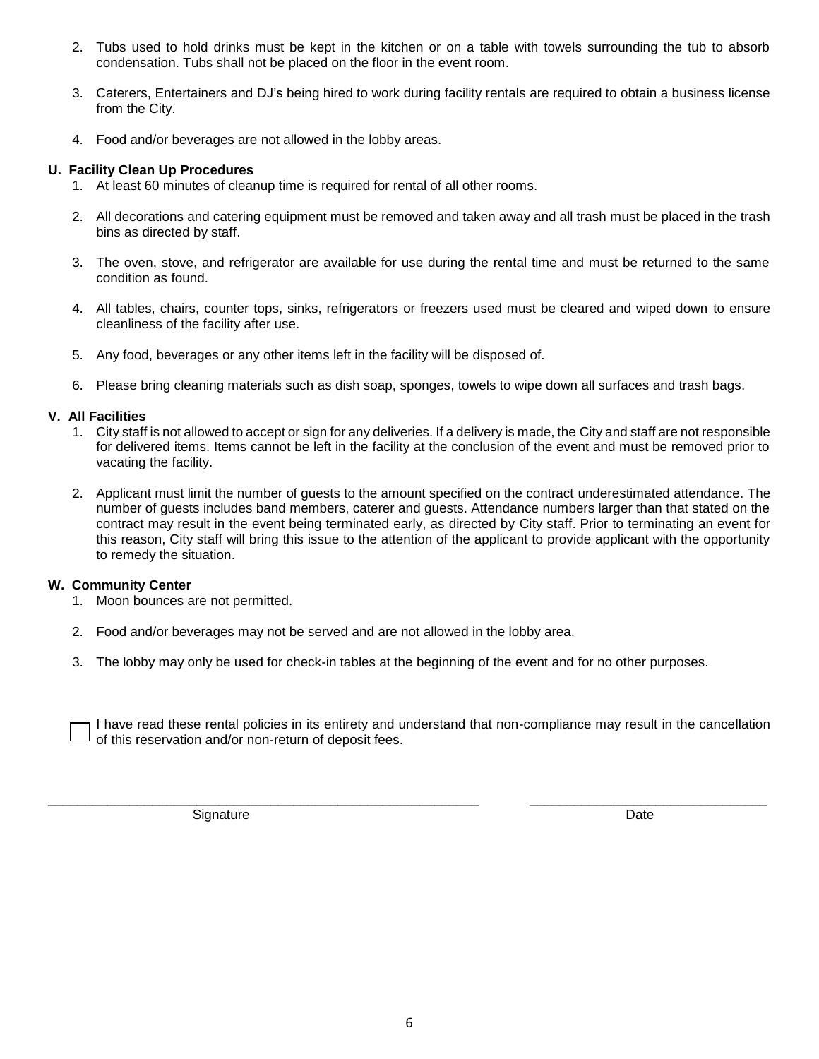2. Tubs used to hold drinks must be kept in the kitchen or on a table with towels surrounding the tub to absorb condensation. Tubs shall not be placed on the floor in the event room.

3. Caterers, Entertainers and DJ's being hired to work during facility rentals are required to obtain a business license from the City.

4. Food and/or beverages are not allowed in the lobby areas.

**U. Facility Clean Up Procedures**

1. At least 60 minutes of cleanup time is required for rental of all other rooms.

2. All decorations and catering equipment must be removed and taken away and all trash must be placed in the trash bins as directed by staff.

3. The oven, stove, and refrigerator are available for use during the rental time and must be returned to the same condition as found.

4. All tables, chairs, counter tops, sinks, refrigerators or freezers used must be cleared and wiped down to ensure cleanliness of the facility after use.

5. Any food, beverages or any other items left in the facility will be disposed of.

6. Please bring cleaning materials such as dish soap, sponges, towels to wipe down all surfaces and trash bags.

**V. All Facilities**

1. City staff is not allowed to accept or sign for any deliveries. If a delivery is made, the City and staff are not responsible for delivered items. Items cannot be left in the facility at the conclusion of the event and must be removed prior to vacating the facility.

2. Applicant must limit the number of guests to the amount specified on the contract underestimated attendance. The number of guests includes band members, caterer and guests. Attendance numbers larger than that stated on the contract may result in the event being terminated early, as directed by City staff. Prior to terminating an event for this reason, City staff will bring this issue to the attention of the applicant to provide applicant with the opportunity to remedy the situation.

**W. Community Center**

1. Moon bounces are not permitted.

2. Food and/or beverages may not be served and are not allowed in the lobby area.

3. The lobby may only be used for check-in tables at the beginning of the event and for no other purposes.

☐ I have read these rental policies in its entirety and understand that non-compliance may result in the cancellation of this reservation and/or non-return of deposit fees.

\_\_\_\_\_\_\_\_\_\_\_\_\_\_\_\_\_\_\_\_\_\_\_\_\_\_\_\_\_\_\_\_\_\_\_\_\_\_\_\_ &nbsp;&nbsp;&nbsp;&nbsp; \_\_\_\_\_\_\_\_\_\_\_\_\_\_\_\_\_\_\_\_\_\_\_\_\_\_\_\_

Signature &nbsp;&nbsp;&nbsp;&nbsp; Date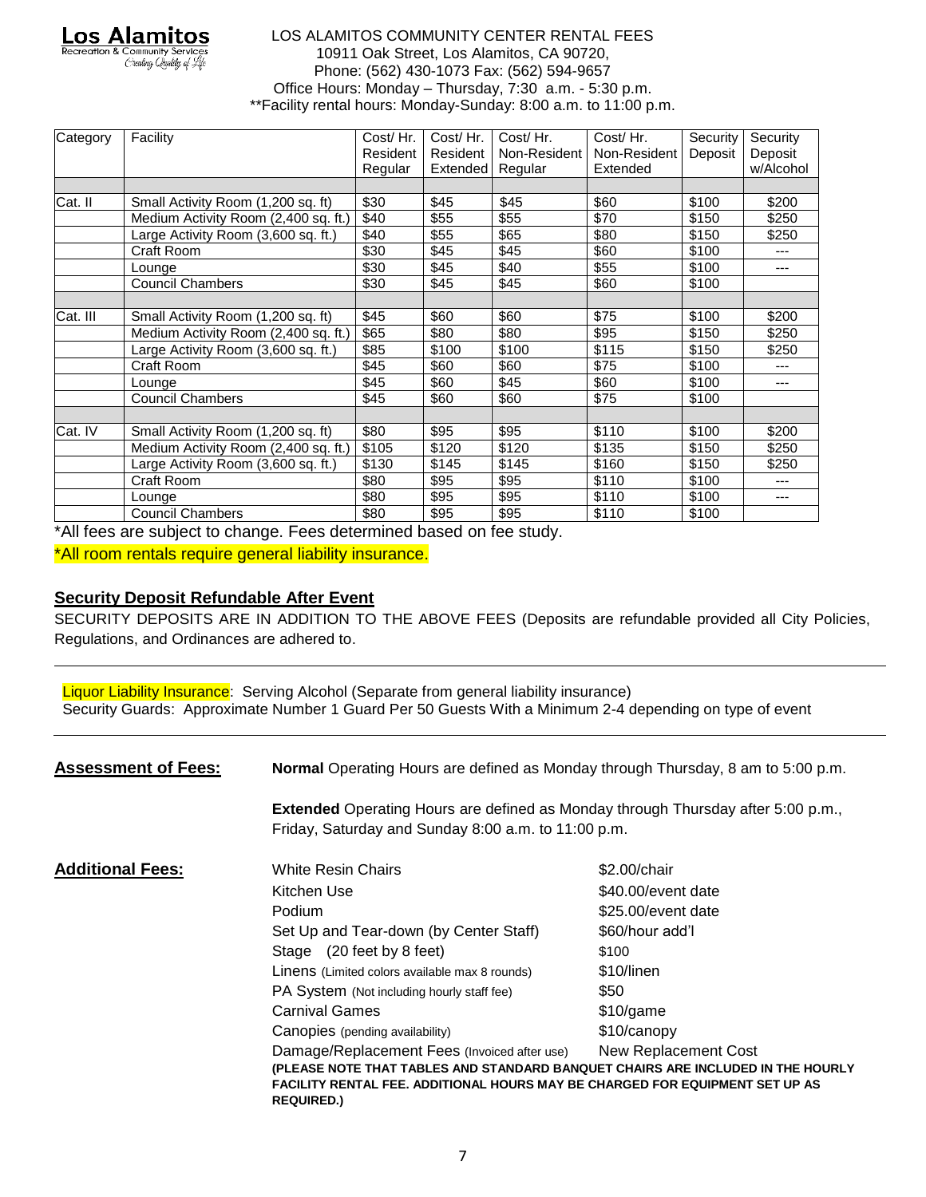**Los Alamitos**
Recreation & Community Services
Creating Quality of Life

LOS ALAMITOS COMMUNITY CENTER RENTAL FEES
10911 Oak Street, Los Alamitos, CA 90720,
Phone: (562) 430-1073 Fax: (562) 594-9657
Office Hours: Monday – Thursday, 7:30 a.m. - 5:30 p.m.
**Facility rental hours: Monday-Sunday: 8:00 a.m. to 11:00 p.m.

| Category | Facility | Cost/ Hr. Resident Regular | Cost/ Hr. Resident Extended | Cost/ Hr. Non-Resident Regular | Cost/ Hr. Non-Resident Extended | Security Deposit | Security Deposit w/Alcohol |
|---|---|---|---|---|---|---|---|
| | | | | | | | |
| Cat. II | Small Activity Room (1,200 sq. ft) | $30 | $45 | $45 | $60 | $100 | $200 |
| | Medium Activity Room (2,400 sq. ft.) | $40 | $55 | $55 | $70 | $150 | $250 |
| | Large Activity Room (3,600 sq. ft.) | $40 | $55 | $65 | $80 | $150 | $250 |
| | Craft Room | $30 | $45 | $45 | $60 | $100 | --- |
| | Lounge | $30 | $45 | $40 | $55 | $100 | --- |
| | Council Chambers | $30 | $45 | $45 | $60 | $100 | |
| | | | | | | | |
| Cat. III | Small Activity Room (1,200 sq. ft) | $45 | $60 | $60 | $75 | $100 | $200 |
| | Medium Activity Room (2,400 sq. ft.) | $65 | $80 | $80 | $95 | $150 | $250 |
| | Large Activity Room (3,600 sq. ft.) | $85 | $100 | $100 | $115 | $150 | $250 |
| | Craft Room | $45 | $60 | $60 | $75 | $100 | --- |
| | Lounge | $45 | $60 | $45 | $60 | $100 | --- |
| | Council Chambers | $45 | $60 | $60 | $75 | $100 | |
| | | | | | | | |
| Cat. IV | Small Activity Room (1,200 sq. ft) | $80 | $95 | $95 | $110 | $100 | $200 |
| | Medium Activity Room (2,400 sq. ft.) | $105 | $120 | $120 | $135 | $150 | $250 |
| | Large Activity Room (3,600 sq. ft.) | $130 | $145 | $145 | $160 | $150 | $250 |
| | Craft Room | $80 | $95 | $95 | $110 | $100 | --- |
| | Lounge | $80 | $95 | $95 | $110 | $100 | --- |
| | Council Chambers | $80 | $95 | $95 | $110 | $100 | |

*All fees are subject to change. Fees determined based on fee study.

*All room rentals require general liability insurance.

## Security Deposit Refundable After Event

SECURITY DEPOSITS ARE IN ADDITION TO THE ABOVE FEES (Deposits are refundable provided all City Policies, Regulations, and Ordinances are adhered to.

---

Liquor Liability Insurance: Serving Alcohol (Separate from general liability insurance)
Security Guards: Approximate Number 1 Guard Per 50 Guests With a Minimum 2-4 depending on type of event

---

**Assessment of Fees:**

**Normal** Operating Hours are defined as Monday through Thursday, 8 am to 5:00 p.m.

**Extended** Operating Hours are defined as Monday through Thursday after 5:00 p.m., Friday, Saturday and Sunday 8:00 a.m. to 11:00 p.m.

**Additional Fees:**

| Item | Fee |
|---|---|
| White Resin Chairs | $2.00/chair |
| Kitchen Use | $40.00/event date |
| Podium | $25.00/event date |
| Set Up and Tear-down (by Center Staff) | $60/hour add'l |
| Stage (20 feet by 8 feet) | $100 |
| Linens (Limited colors available max 8 rounds) | $10/linen |
| PA System (Not including hourly staff fee) | $50 |
| Carnival Games | $10/game |
| Canopies (pending availability) | $10/canopy |
| Damage/Replacement Fees (Invoiced after use) | New Replacement Cost |

**(PLEASE NOTE THAT TABLES AND STANDARD BANQUET CHAIRS ARE INCLUDED IN THE HOURLY FACILITY RENTAL FEE. ADDITIONAL HOURS MAY BE CHARGED FOR EQUIPMENT SET UP AS REQUIRED.)**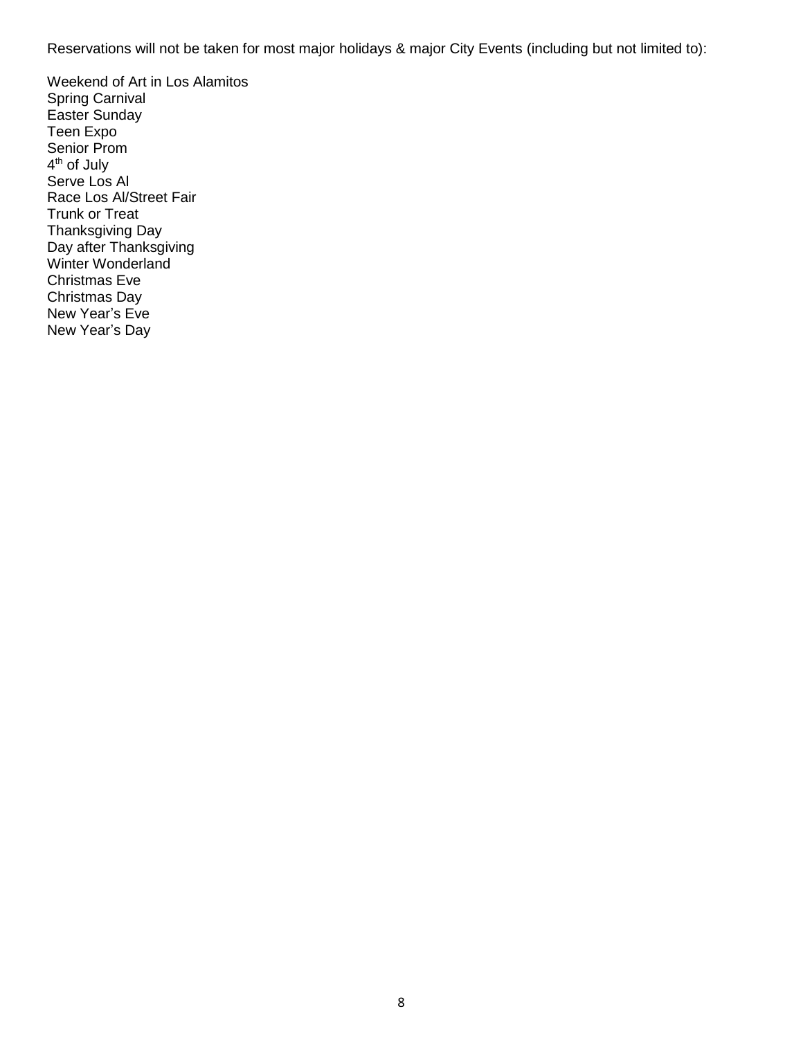Reservations will not be taken for most major holidays & major City Events (including but not limited to):

Weekend of Art in Los Alamitos
Spring Carnival
Easter Sunday
Teen Expo
Senior Prom
4th of July
Serve Los Al
Race Los Al/Street Fair
Trunk or Treat
Thanksgiving Day
Day after Thanksgiving
Winter Wonderland
Christmas Eve
Christmas Day
New Year's Eve
New Year's Day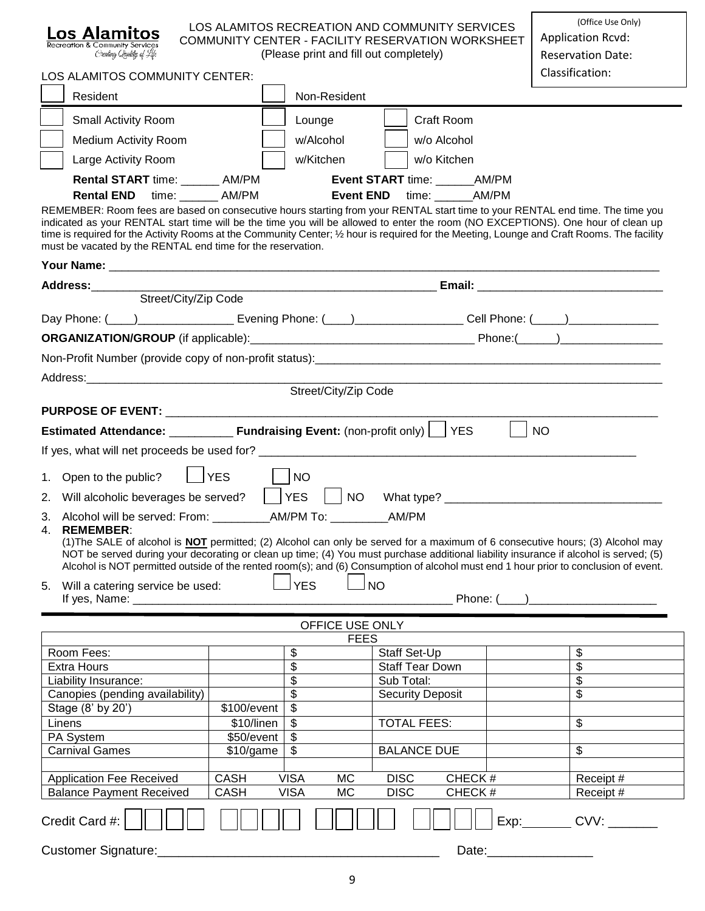**Los Alamitos**
Recreation & Community Services
Creating Quality of Life

LOS ALAMITOS RECREATION AND COMMUNITY SERVICES
COMMUNITY CENTER - FACILITY RESERVATION WORKSHEET
(Please print and fill out completely)

(Office Use Only)
Application Rcvd:
Reservation Date:
Classification:

LOS ALAMITOS COMMUNITY CENTER:

☐ Resident ☐ Non-Resident

☐ Small Activity Room ☐ Lounge ☐ Craft Room
☐ Medium Activity Room ☐ w/Alcohol ☐ w/o Alcohol
☐ Large Activity Room ☐ w/Kitchen ☐ w/o Kitchen

**Rental START** time: ______ AM/PM **Event START** time: ______AM/PM
**Rental END** time: ______ AM/PM **Event END** time: ______AM/PM

REMEMBER: Room fees are based on consecutive hours starting from your RENTAL start time to your RENTAL end time. The time you indicated as your RENTAL start time will be the time you will be allowed to enter the room (NO EXCEPTIONS). One hour of clean up time is required for the Activity Rooms at the Community Center; ½ hour is required for the Meeting, Lounge and Craft Rooms. The facility must be vacated by the RENTAL end time for the reservation.

**Your Name:** ______________________________________________

**Address:**__________________________________________ **Email:** ______________________
Street/City/Zip Code

Day Phone: (____)______________ Evening Phone: (____)________________ Cell Phone: (_____)_____________

**ORGANIZATION/GROUP** (if applicable):_________________________________ Phone:(______)_______________

Non-Profit Number (provide copy of non-profit status):_____________________________________________

Address:_____________________________________________________________________
Street/City/Zip Code

**PURPOSE OF EVENT:** ___________________________________________________________

**Estimated Attendance:** __________ **Fundraising Event:** (non-profit only) ☐ YES ☐ NO

If yes, what will net proceeds be used for? ______________________________________________

1. Open to the public? ☐ YES ☐ NO
2. Will alcoholic beverages be served? ☐ YES ☐ NO What type? _______________________________
3. Alcohol will be served: From: _________AM/PM To: _________AM/PM
4. **REMEMBER**:
   (1)The SALE of alcohol is **NOT** permitted; (2) Alcohol can only be served for a maximum of 6 consecutive hours; (3) Alcohol may NOT be served during your decorating or clean up time; (4) You must purchase additional liability insurance if alcohol is served; (5) Alcohol is NOT permitted outside of the rented room(s); and (6) Consumption of alcohol must end 1 hour prior to conclusion of event.
5. Will a catering service be used: ☐ YES ☐ NO
   If yes, Name: _______________________________________________ Phone: (____)___________________

OFFICE USE ONLY

| FEES | | | | | |
|---|---|---|---|---|---|
| Room Fees: | | $ | Staff Set-Up | | $ |
| Extra Hours | | $ | Staff Tear Down | | $ |
| Liability Insurance: | | $ | Sub Total: | | $ |
| Canopies (pending availability) | | $ | Security Deposit | | $ |
| Stage (8' by 20') | $100/event | $ | | | |
| Linens | $10/linen | $ | TOTAL FEES: | | $ |
| PA System | $50/event | $ | | | |
| Carnival Games | $10/game | $ | BALANCE DUE | | $ |
| | | | | | |
| Application Fee Received | CASH | VISA MC | DISC | CHECK # | Receipt # |
| Balance Payment Received | CASH | VISA MC | DISC | CHECK # | Receipt # |

Credit Card #: ☐☐☐☐ ☐☐☐☐ ☐☐☐☐ ☐☐☐☐ Exp:_______ CVV: _______

Customer Signature:_______________________________________ Date:______________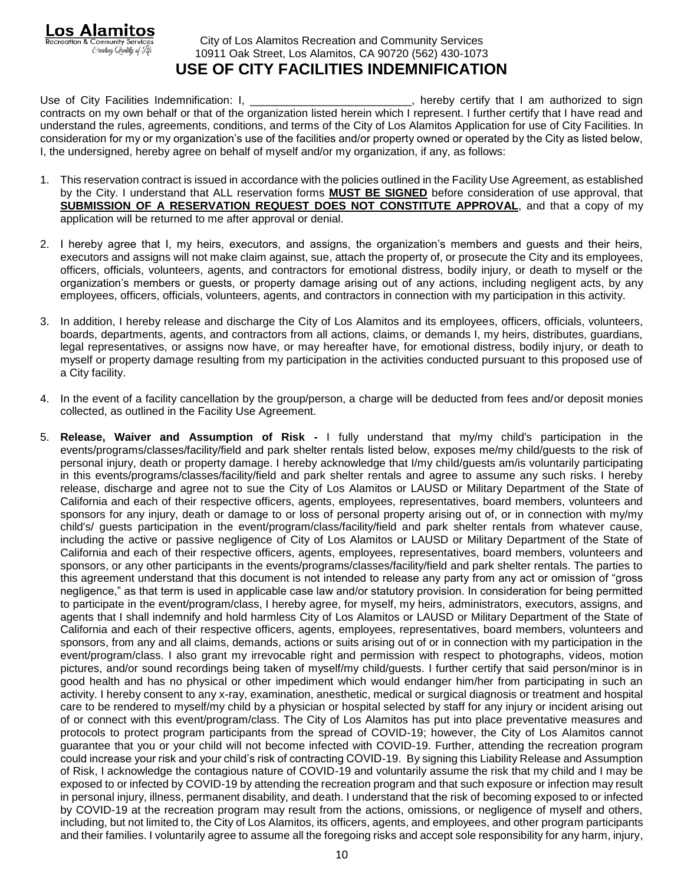**Los Alamitos**
Recreation & Community Services
*Creating Quality of Life*

City of Los Alamitos Recreation and Community Services
10911 Oak Street, Los Alamitos, CA 90720 (562) 430-1073

# USE OF CITY FACILITIES INDEMNIFICATION

Use of City Facilities Indemnification: I, _________________________, hereby certify that I am authorized to sign contracts on my own behalf or that of the organization listed herein which I represent. I further certify that I have read and understand the rules, agreements, conditions, and terms of the City of Los Alamitos Application for use of City Facilities. In consideration for my or my organization's use of the facilities and/or property owned or operated by the City as listed below, I, the undersigned, hereby agree on behalf of myself and/or my organization, if any, as follows:

1. This reservation contract is issued in accordance with the policies outlined in the Facility Use Agreement, as established by the City. I understand that ALL reservation forms **MUST BE SIGNED** before consideration of use approval, that **SUBMISSION OF A RESERVATION REQUEST DOES NOT CONSTITUTE APPROVAL**, and that a copy of my application will be returned to me after approval or denial.

2. I hereby agree that I, my heirs, executors, and assigns, the organization's members and guests and their heirs, executors and assigns will not make claim against, sue, attach the property of, or prosecute the City and its employees, officers, officials, volunteers, agents, and contractors for emotional distress, bodily injury, or death to myself or the organization's members or guests, or property damage arising out of any actions, including negligent acts, by any employees, officers, officials, volunteers, agents, and contractors in connection with my participation in this activity.

3. In addition, I hereby release and discharge the City of Los Alamitos and its employees, officers, officials, volunteers, boards, departments, agents, and contractors from all actions, claims, or demands I, my heirs, distributes, guardians, legal representatives, or assigns now have, or may hereafter have, for emotional distress, bodily injury, or death to myself or property damage resulting from my participation in the activities conducted pursuant to this proposed use of a City facility.

4. In the event of a facility cancellation by the group/person, a charge will be deducted from fees and/or deposit monies collected, as outlined in the Facility Use Agreement.

5. **Release, Waiver and Assumption of Risk -** I fully understand that my/my child's participation in the events/programs/classes/facility/field and park shelter rentals listed below, exposes me/my child/guests to the risk of personal injury, death or property damage. I hereby acknowledge that I/my child/guests am/is voluntarily participating in this events/programs/classes/facility/field and park shelter rentals and agree to assume any such risks. I hereby release, discharge and agree not to sue the City of Los Alamitos or LAUSD or Military Department of the State of California and each of their respective officers, agents, employees, representatives, board members, volunteers and sponsors for any injury, death or damage to or loss of personal property arising out of, or in connection with my/my child's/ guests participation in the event/program/class/facility/field and park shelter rentals from whatever cause, including the active or passive negligence of City of Los Alamitos or LAUSD or Military Department of the State of California and each of their respective officers, agents, employees, representatives, board members, volunteers and sponsors, or any other participants in the events/programs/classes/facility/field and park shelter rentals. The parties to this agreement understand that this document is not intended to release any party from any act or omission of "gross negligence," as that term is used in applicable case law and/or statutory provision. In consideration for being permitted to participate in the event/program/class, I hereby agree, for myself, my heirs, administrators, executors, assigns, and agents that I shall indemnify and hold harmless City of Los Alamitos or LAUSD or Military Department of the State of California and each of their respective officers, agents, employees, representatives, board members, volunteers and sponsors, from any and all claims, demands, actions or suits arising out of or in connection with my participation in the event/program/class. I also grant my irrevocable right and permission with respect to photographs, videos, motion pictures, and/or sound recordings being taken of myself/my child/guests. I further certify that said person/minor is in good health and has no physical or other impediment which would endanger him/her from participating in such an activity. I hereby consent to any x-ray, examination, anesthetic, medical or surgical diagnosis or treatment and hospital care to be rendered to myself/my child by a physician or hospital selected by staff for any injury or incident arising out of or connect with this event/program/class. The City of Los Alamitos has put into place preventative measures and protocols to protect program participants from the spread of COVID-19; however, the City of Los Alamitos cannot guarantee that you or your child will not become infected with COVID-19. Further, attending the recreation program could increase your risk and your child's risk of contracting COVID-19. By signing this Liability Release and Assumption of Risk, I acknowledge the contagious nature of COVID-19 and voluntarily assume the risk that my child and I may be exposed to or infected by COVID-19 by attending the recreation program and that such exposure or infection may result in personal injury, illness, permanent disability, and death. I understand that the risk of becoming exposed to or infected by COVID-19 at the recreation program may result from the actions, omissions, or negligence of myself and others, including, but not limited to, the City of Los Alamitos, its officers, agents, and employees, and other program participants and their families. I voluntarily agree to assume all the foregoing risks and accept sole responsibility for any harm, injury,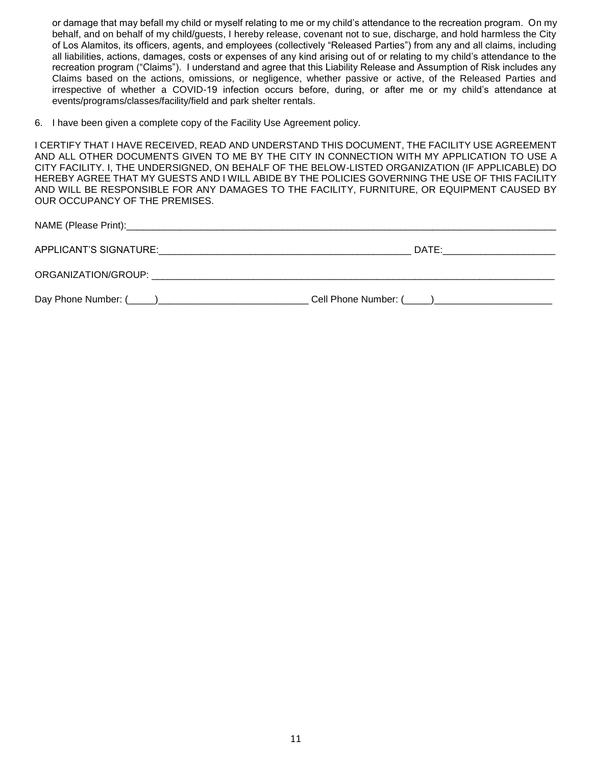or damage that may befall my child or myself relating to me or my child's attendance to the recreation program. On my behalf, and on behalf of my child/guests, I hereby release, covenant not to sue, discharge, and hold harmless the City of Los Alamitos, its officers, agents, and employees (collectively "Released Parties") from any and all claims, including all liabilities, actions, damages, costs or expenses of any kind arising out of or relating to my child's attendance to the recreation program ("Claims"). I understand and agree that this Liability Release and Assumption of Risk includes any Claims based on the actions, omissions, or negligence, whether passive or active, of the Released Parties and irrespective of whether a COVID-19 infection occurs before, during, or after me or my child's attendance at events/programs/classes/facility/field and park shelter rentals.

6. I have been given a complete copy of the Facility Use Agreement policy.

I CERTIFY THAT I HAVE RECEIVED, READ AND UNDERSTAND THIS DOCUMENT, THE FACILITY USE AGREEMENT AND ALL OTHER DOCUMENTS GIVEN TO ME BY THE CITY IN CONNECTION WITH MY APPLICATION TO USE A CITY FACILITY. I, THE UNDERSIGNED, ON BEHALF OF THE BELOW-LISTED ORGANIZATION (IF APPLICABLE) DO HEREBY AGREE THAT MY GUESTS AND I WILL ABIDE BY THE POLICIES GOVERNING THE USE OF THIS FACILITY AND WILL BE RESPONSIBLE FOR ANY DAMAGES TO THE FACILITY, FURNITURE, OR EQUIPMENT CAUSED BY OUR OCCUPANCY OF THE PREMISES.

NAME (Please Print):_______________________________________________

APPLICANT'S SIGNATURE:_______________________________________ DATE:____________________

ORGANIZATION/GROUP: _______________________________________________

Day Phone Number: (_____)___________________________ Cell Phone Number: (_____)_____________________